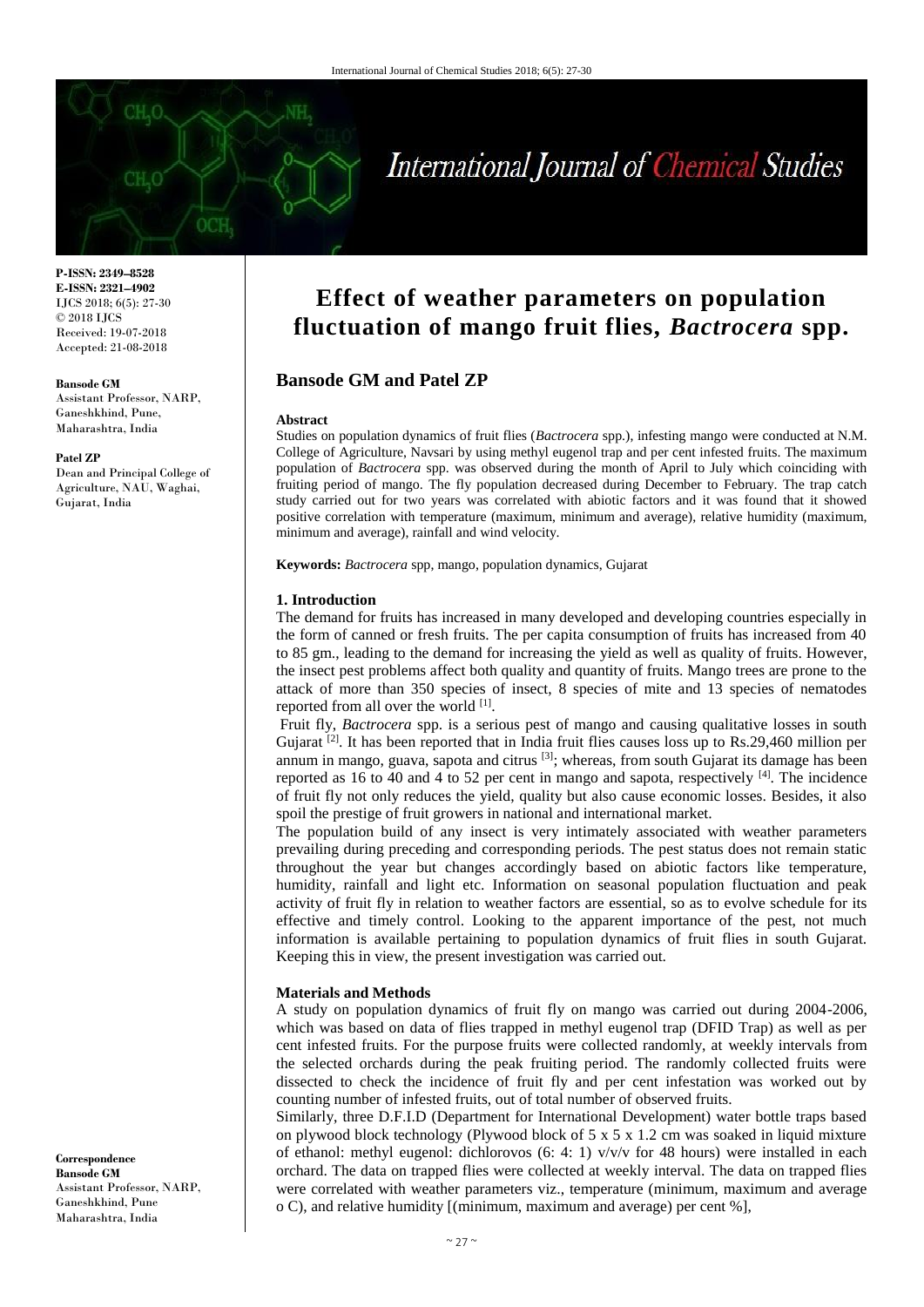**P-ISSN: 2349–8528**
**E-ISSN: 2321–4902**
IJCS 2018; 6(5): 27-30
© 2018 IJCS
Received: 19-07-2018
Accepted: 21-08-2018

**Bansode GM**
Assistant Professor, NARP, Ganeshkhind, Pune, Maharashtra, India

**Patel ZP**
Dean and Principal College of Agriculture, NAU, Waghai, Gujarat, India

**Correspondence**
**Bansode GM**
Assistant Professor, NARP, Ganeshkhind, Pune Maharashtra, India

# Effect of weather parameters on population fluctuation of mango fruit flies, *Bactrocera* spp.

## Bansode GM and Patel ZP

### Abstract

Studies on population dynamics of fruit flies (*Bactrocera* spp.), infesting mango were conducted at N.M. College of Agriculture, Navsari by using methyl eugenol trap and per cent infested fruits. The maximum population of *Bactrocera* spp. was observed during the month of April to July which coinciding with fruiting period of mango. The fly population decreased during December to February. The trap catch study carried out for two years was correlated with abiotic factors and it was found that it showed positive correlation with temperature (maximum, minimum and average), relative humidity (maximum, minimum and average), rainfall and wind velocity.

**Keywords:** *Bactrocera* spp, mango, population dynamics, Gujarat

### 1. Introduction

The demand for fruits has increased in many developed and developing countries especially in the form of canned or fresh fruits. The per capita consumption of fruits has increased from 40 to 85 gm., leading to the demand for increasing the yield as well as quality of fruits. However, the insect pest problems affect both quality and quantity of fruits. Mango trees are prone to the attack of more than 350 species of insect, 8 species of mite and 13 species of nematodes reported from all over the world [1].

Fruit fly, *Bactrocera* spp. is a serious pest of mango and causing qualitative losses in south Gujarat [2]. It has been reported that in India fruit flies causes loss up to Rs.29,460 million per annum in mango, guava, sapota and citrus [3]; whereas, from south Gujarat its damage has been reported as 16 to 40 and 4 to 52 per cent in mango and sapota, respectively [4]. The incidence of fruit fly not only reduces the yield, quality but also cause economic losses. Besides, it also spoil the prestige of fruit growers in national and international market.

The population build of any insect is very intimately associated with weather parameters prevailing during preceding and corresponding periods. The pest status does not remain static throughout the year but changes accordingly based on abiotic factors like temperature, humidity, rainfall and light etc. Information on seasonal population fluctuation and peak activity of fruit fly in relation to weather factors are essential, so as to evolve schedule for its effective and timely control. Looking to the apparent importance of the pest, not much information is available pertaining to population dynamics of fruit flies in south Gujarat. Keeping this in view, the present investigation was carried out.

### Materials and Methods

A study on population dynamics of fruit fly on mango was carried out during 2004-2006, which was based on data of flies trapped in methyl eugenol trap (DFID Trap) as well as per cent infested fruits. For the purpose fruits were collected randomly, at weekly intervals from the selected orchards during the peak fruiting period. The randomly collected fruits were dissected to check the incidence of fruit fly and per cent infestation was worked out by counting number of infested fruits, out of total number of observed fruits.

Similarly, three D.F.I.D (Department for International Development) water bottle traps based on plywood block technology (Plywood block of 5 x 5 x 1.2 cm was soaked in liquid mixture of ethanol: methyl eugenol: dichlorovos (6: 4: 1) v/v/v for 48 hours) were installed in each orchard. The data on trapped flies were collected at weekly interval. The data on trapped flies were correlated with weather parameters viz., temperature (minimum, maximum and average o C), and relative humidity [(minimum, maximum and average) per cent %],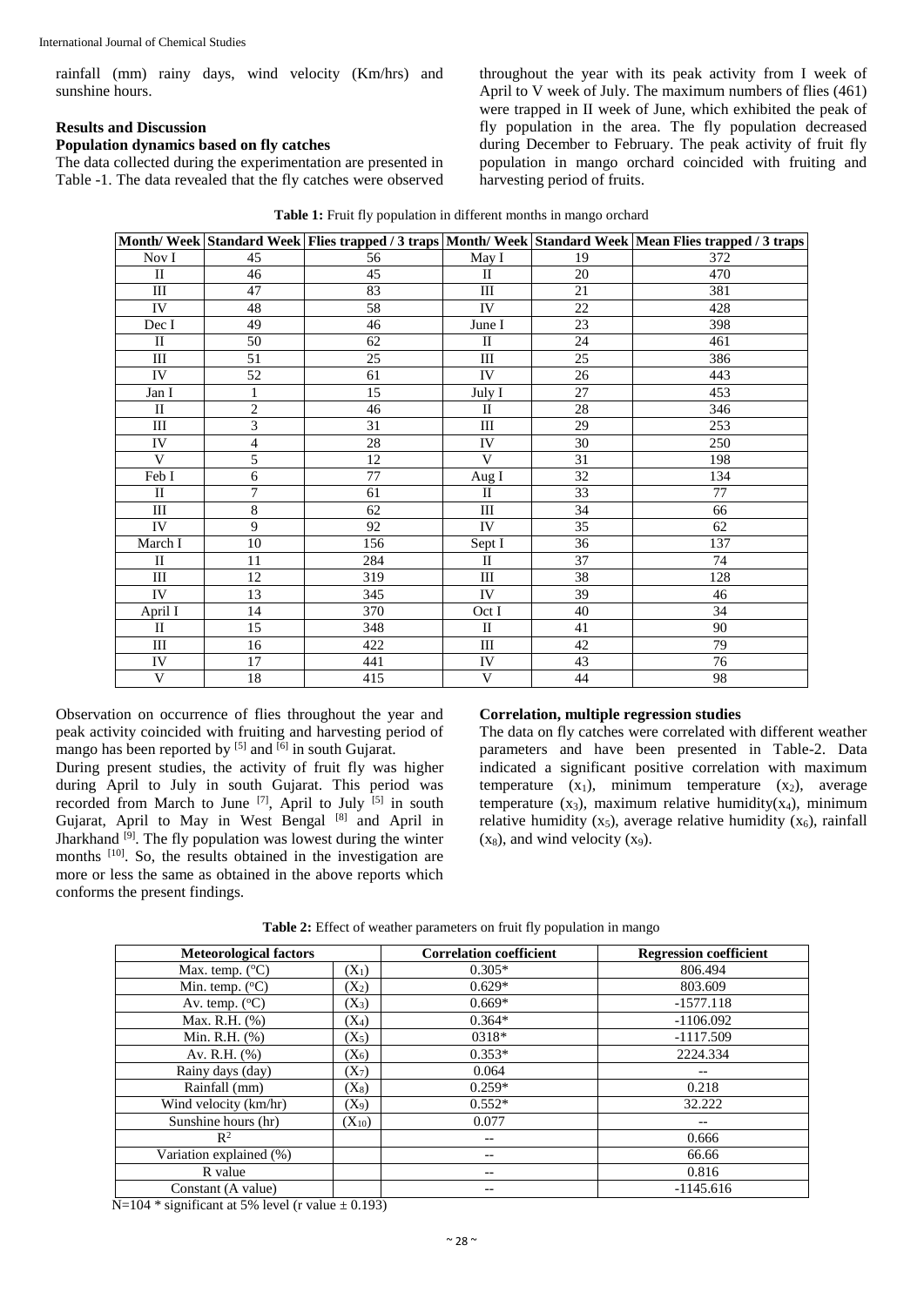rainfall (mm) rainy days, wind velocity (Km/hrs) and sunshine hours.

## Results and Discussion

### Population dynamics based on fly catches

The data collected during the experimentation are presented in Table -1. The data revealed that the fly catches were observed throughout the year with its peak activity from I week of April to V week of July. The maximum numbers of flies (461) were trapped in II week of June, which exhibited the peak of fly population in the area. The fly population decreased during December to February. The peak activity of fruit fly population in mango orchard coincided with fruiting and harvesting period of fruits.

**Table 1:** Fruit fly population in different months in mango orchard

| Month/ Week | Standard Week | Flies trapped / 3 traps | Month/ Week | Standard Week | Mean Flies trapped / 3 traps |
|---|---|---|---|---|---|
| Nov I | 45 | 56 | May I | 19 | 372 |
| II | 46 | 45 | II | 20 | 470 |
| III | 47 | 83 | III | 21 | 381 |
| IV | 48 | 58 | IV | 22 | 428 |
| Dec I | 49 | 46 | June I | 23 | 398 |
| II | 50 | 62 | II | 24 | 461 |
| III | 51 | 25 | III | 25 | 386 |
| IV | 52 | 61 | IV | 26 | 443 |
| Jan I | 1 | 15 | July I | 27 | 453 |
| II | 2 | 46 | II | 28 | 346 |
| III | 3 | 31 | III | 29 | 253 |
| IV | 4 | 28 | IV | 30 | 250 |
| V | 5 | 12 | V | 31 | 198 |
| Feb I | 6 | 77 | Aug I | 32 | 134 |
| II | 7 | 61 | II | 33 | 77 |
| III | 8 | 62 | III | 34 | 66 |
| IV | 9 | 92 | IV | 35 | 62 |
| March I | 10 | 156 | Sept I | 36 | 137 |
| II | 11 | 284 | II | 37 | 74 |
| III | 12 | 319 | III | 38 | 128 |
| IV | 13 | 345 | IV | 39 | 46 |
| April I | 14 | 370 | Oct I | 40 | 34 |
| II | 15 | 348 | II | 41 | 90 |
| III | 16 | 422 | III | 42 | 79 |
| IV | 17 | 441 | IV | 43 | 76 |
| V | 18 | 415 | V | 44 | 98 |

Observation on occurrence of flies throughout the year and peak activity coincided with fruiting and harvesting period of mango has been reported by [5] and [6] in south Gujarat.

During present studies, the activity of fruit fly was higher during April to July in south Gujarat. This period was recorded from March to June [7], April to July [5] in south Gujarat, April to May in West Bengal [8] and April in Jharkhand [9]. The fly population was lowest during the winter months [10]. So, the results obtained in the investigation are more or less the same as obtained in the above reports which conforms the present findings.

### Correlation, multiple regression studies

The data on fly catches were correlated with different weather parameters and have been presented in Table-2. Data indicated a significant positive correlation with maximum temperature ($x_1$), minimum temperature ($x_2$), average temperature ($x_3$), maximum relative humidity($x_4$), minimum relative humidity ($x_5$), average relative humidity ($x_6$), rainfall ($x_8$), and wind velocity ($x_9$).

**Table 2:** Effect of weather parameters on fruit fly population in mango

| Meteorological factors | | Correlation coefficient | Regression coefficient |
|---|---|---|---|
| Max. temp. (°C) | ($X_1$) | 0.305* | 806.494 |
| Min. temp. (°C) | ($X_2$) | 0.629* | 803.609 |
| Av. temp. (°C) | ($X_3$) | 0.669* | -1577.118 |
| Max. R.H. (%) | ($X_4$) | 0.364* | -1106.092 |
| Min. R.H. (%) | ($X_5$) | 0318* | -1117.509 |
| Av. R.H. (%) | ($X_6$) | 0.353* | 2224.334 |
| Rainy days (day) | ($X_7$) | 0.064 | -- |
| Rainfall (mm) | ($X_8$) | 0.259* | 0.218 |
| Wind velocity (km/hr) | ($X_9$) | 0.552* | 32.222 |
| Sunshine hours (hr) | ($X_{10}$) | 0.077 | -- |
| $R^2$ | | -- | 0.666 |
| Variation explained (%) | | -- | 66.66 |
| R value | | -- | 0.816 |
| Constant (A value) | | -- | -1145.616 |

N=104 * significant at 5% level (r value ± 0.193)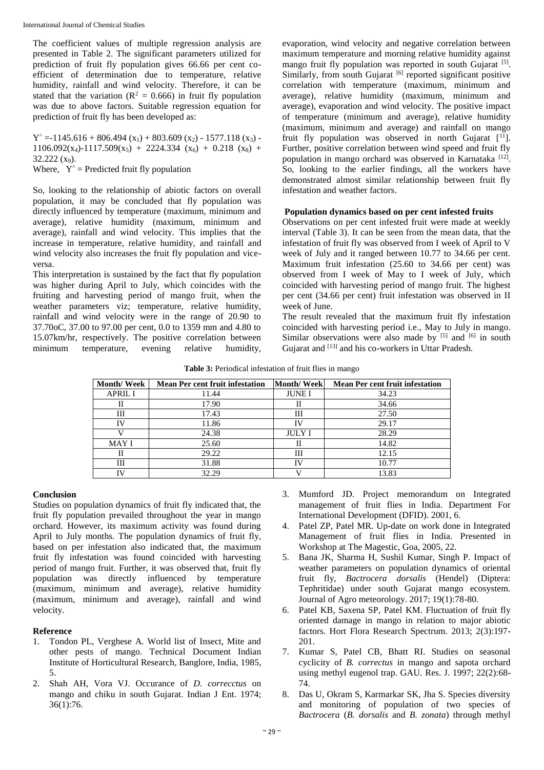The coefficient values of multiple regression analysis are presented in Table 2. The significant parameters utilized for prediction of fruit fly population gives 66.66 per cent co-efficient of determination due to temperature, relative humidity, rainfall and wind velocity. Therefore, it can be stated that the variation ($R^2 = 0.666$) in fruit fly population was due to above factors. Suitable regression equation for prediction of fruit fly has been developed as:

$$Y^{\wedge} = -1145.616 + 806.494\ (x_1) + 803.609\ (x_2) - 1577.118\ (x_3) - 1106.092(x_4) - 1117.509(x_5) + 2224.334\ (x_6) + 0.218\ (x_8) + 32.222\ (x_9).$$

Where, $Y^{\wedge}$ = Predicted fruit fly population

So, looking to the relationship of abiotic factors on overall population, it may be concluded that fly population was directly influenced by temperature (maximum, minimum and average), relative humidity (maximum, minimum and average), rainfall and wind velocity. This implies that the increase in temperature, relative humidity, and rainfall and wind velocity also increases the fruit fly population and vice-versa.

This interpretation is sustained by the fact that fly population was higher during April to July, which coincides with the fruiting and harvesting period of mango fruit, when the weather parameters viz; temperature, relative humidity, rainfall and wind velocity were in the range of 20.90 to 37.70oC, 37.00 to 97.00 per cent, 0.0 to 1359 mm and 4.80 to 15.07km/hr, respectively. The positive correlation between minimum temperature, evening relative humidity, evaporation, wind velocity and negative correlation between maximum temperature and morning relative humidity against mango fruit fly population was reported in south Gujarat [5]. Similarly, from south Gujarat [6] reported significant positive correlation with temperature (maximum, minimum and average), relative humidity (maximum, minimum and average), evaporation and wind velocity. The positive impact of temperature (minimum and average), relative humidity (maximum, minimum and average) and rainfall on mango fruit fly population was observed in north Gujarat [11]. Further, positive correlation between wind speed and fruit fly population in mango orchard was observed in Karnataka [12]. So, looking to the earlier findings, all the workers have demonstrated almost similar relationship between fruit fly infestation and weather factors.

**Population dynamics based on per cent infested fruits**

Observations on per cent infested fruit were made at weekly interval (Table 3). It can be seen from the mean data, that the infestation of fruit fly was observed from I week of April to V week of July and it ranged between 10.77 to 34.66 per cent. Maximum fruit infestation (25.60 to 34.66 per cent) was observed from I week of May to I week of July, which coincided with harvesting period of mango fruit. The highest per cent (34.66 per cent) fruit infestation was observed in II week of June.

The result revealed that the maximum fruit fly infestation coincided with harvesting period i.e., May to July in mango. Similar observations were also made by [5] and [6] in south Gujarat and [13] and his co-workers in Uttar Pradesh.

**Table 3:** Periodical infestation of fruit flies in mango

| Month/ Week | Mean Per cent fruit infestation | Month/ Week | Mean Per cent fruit infestation |
|---|---|---|---|
| APRIL I | 11.44 | JUNE I | 34.23 |
| II | 17.90 | II | 34.66 |
| III | 17.43 | III | 27.50 |
| IV | 11.86 | IV | 29.17 |
| V | 24.38 | JULY I | 28.29 |
| MAY I | 25.60 | II | 14.82 |
| II | 29.22 | III | 12.15 |
| III | 31.88 | IV | 10.77 |
| IV | 32.29 | V | 13.83 |

## Conclusion

Studies on population dynamics of fruit fly indicated that, the fruit fly population prevailed throughout the year in mango orchard. However, its maximum activity was found during April to July months. The population dynamics of fruit fly, based on per infestation also indicated that, the maximum fruit fly infestation was found coincided with harvesting period of mango fruit. Further, it was observed that, fruit fly population was directly influenced by temperature (maximum, minimum and average), relative humidity (maximum, minimum and average), rainfall and wind velocity.

## Reference

1. Tondon PL, Verghese A. World list of Insect, Mite and other pests of mango. Technical Document Indian Institute of Horticultural Research, Banglore, India, 1985, 5.
2. Shah AH, Vora VJ. Occurance of *D. correcctus* on mango and chiku in south Gujarat. Indian J Ent. 1974; 36(1):76.
3. Mumford JD. Project memorandum on Integrated management of fruit flies in India. Department For International Development (DFID). 2001, 6.
4. Patel ZP, Patel MR. Up-date on work done in Integrated Management of fruit flies in India. Presented in Workshop at The Magestic, Goa, 2005, 22.
5. Bana JK, Sharma H, Sushil Kumar, Singh P. Impact of weather parameters on population dynamics of oriental fruit fly, *Bactrocera dorsalis* (Hendel) (Diptera: Tephritidae) under south Gujarat mango ecosystem. Journal of Agro meteorology. 2017; 19(1):78-80.
6. Patel KB, Saxena SP, Patel KM. Fluctuation of fruit fly oriented damage in mango in relation to major abiotic factors. Hort Flora Research Spectrum. 2013; 2(3):197-201.
7. Kumar S, Patel CB, Bhatt RI. Studies on seasonal cyclicity of *B. correctus* in mango and sapota orchard using methyl eugenol trap. GAU. Res. J. 1997; 22(2):68-74.
8. Das U, Okram S, Karmarkar SK, Jha S. Species diversity and monitoring of population of two species of *Bactrocera* (*B. dorsalis* and *B. zonata*) through methyl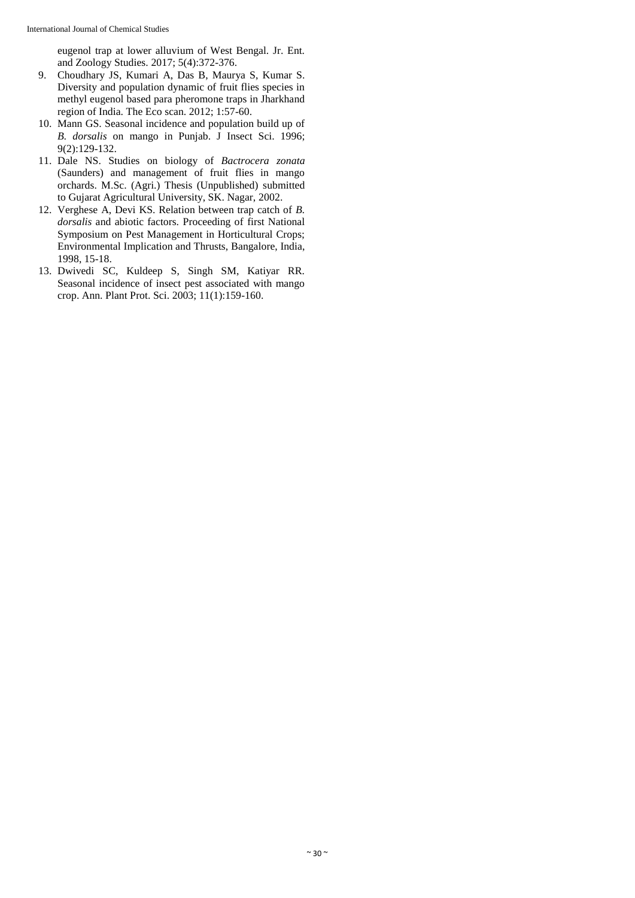eugenol trap at lower alluvium of West Bengal. Jr. Ent. and Zoology Studies. 2017; 5(4):372-376.

9. Choudhary JS, Kumari A, Das B, Maurya S, Kumar S. Diversity and population dynamic of fruit flies species in methyl eugenol based para pheromone traps in Jharkhand region of India. The Eco scan. 2012; 1:57-60.
10. Mann GS. Seasonal incidence and population build up of *B. dorsalis* on mango in Punjab. J Insect Sci. 1996; 9(2):129-132.
11. Dale NS. Studies on biology of *Bactrocera zonata* (Saunders) and management of fruit flies in mango orchards. M.Sc. (Agri.) Thesis (Unpublished) submitted to Gujarat Agricultural University, SK. Nagar, 2002.
12. Verghese A, Devi KS. Relation between trap catch of *B. dorsalis* and abiotic factors. Proceeding of first National Symposium on Pest Management in Horticultural Crops; Environmental Implication and Thrusts, Bangalore, India, 1998, 15-18.
13. Dwivedi SC, Kuldeep S, Singh SM, Katiyar RR. Seasonal incidence of insect pest associated with mango crop. Ann. Plant Prot. Sci. 2003; 11(1):159-160.